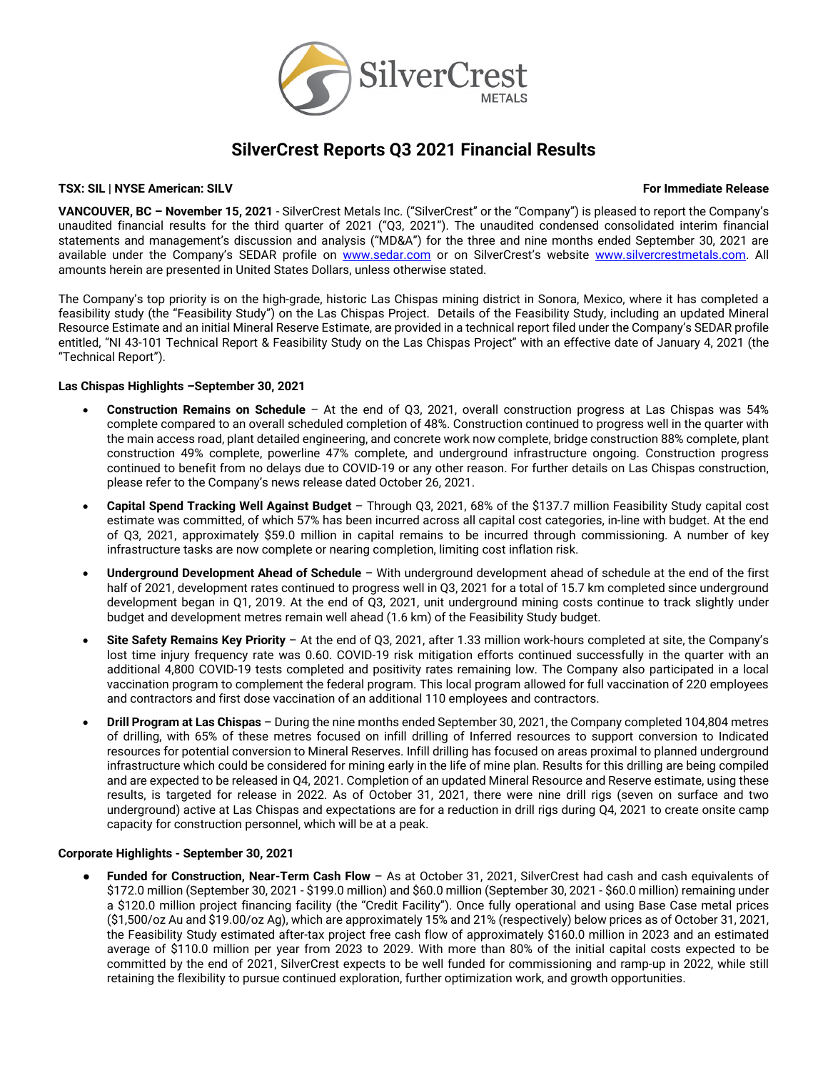# SilverCrest Reports Q3 2021 Financial Results

**TSX: SIL | NYSE American: SILV** **For Immediate Release**

**VANCOUVER, BC – November 15, 2021** - SilverCrest Metals Inc. ("SilverCrest" or the "Company") is pleased to report the Company's unaudited financial results for the third quarter of 2021 ("Q3, 2021"). The unaudited condensed consolidated interim financial statements and management's discussion and analysis ("MD&A") for the three and nine months ended September 30, 2021 are available under the Company's SEDAR profile on www.sedar.com or on SilverCrest's website www.silvercrestmetals.com. All amounts herein are presented in United States Dollars, unless otherwise stated.

The Company's top priority is on the high-grade, historic Las Chispas mining district in Sonora, Mexico, where it has completed a feasibility study (the "Feasibility Study") on the Las Chispas Project. Details of the Feasibility Study, including an updated Mineral Resource Estimate and an initial Mineral Reserve Estimate, are provided in a technical report filed under the Company's SEDAR profile entitled, "NI 43-101 Technical Report & Feasibility Study on the Las Chispas Project" with an effective date of January 4, 2021 (the "Technical Report").

**Las Chispas Highlights –September 30, 2021**

- **Construction Remains on Schedule** – At the end of Q3, 2021, overall construction progress at Las Chispas was 54% complete compared to an overall scheduled completion of 48%. Construction continued to progress well in the quarter with the main access road, plant detailed engineering, and concrete work now complete, bridge construction 88% complete, plant construction 49% complete, powerline 47% complete, and underground infrastructure ongoing. Construction progress continued to benefit from no delays due to COVID-19 or any other reason. For further details on Las Chispas construction, please refer to the Company's news release dated October 26, 2021.
- **Capital Spend Tracking Well Against Budget** – Through Q3, 2021, 68% of the $137.7 million Feasibility Study capital cost estimate was committed, of which 57% has been incurred across all capital cost categories, in-line with budget. At the end of Q3, 2021, approximately $59.0 million in capital remains to be incurred through commissioning. A number of key infrastructure tasks are now complete or nearing completion, limiting cost inflation risk.
- **Underground Development Ahead of Schedule** – With underground development ahead of schedule at the end of the first half of 2021, development rates continued to progress well in Q3, 2021 for a total of 15.7 km completed since underground development began in Q1, 2019. At the end of Q3, 2021, unit underground mining costs continue to track slightly under budget and development metres remain well ahead (1.6 km) of the Feasibility Study budget.
- **Site Safety Remains Key Priority** – At the end of Q3, 2021, after 1.33 million work-hours completed at site, the Company's lost time injury frequency rate was 0.60. COVID-19 risk mitigation efforts continued successfully in the quarter with an additional 4,800 COVID-19 tests completed and positivity rates remaining low. The Company also participated in a local vaccination program to complement the federal program. This local program allowed for full vaccination of 220 employees and contractors and first dose vaccination of an additional 110 employees and contractors.
- **Drill Program at Las Chispas** – During the nine months ended September 30, 2021, the Company completed 104,804 metres of drilling, with 65% of these metres focused on infill drilling of Inferred resources to support conversion to Indicated resources for potential conversion to Mineral Reserves. Infill drilling has focused on areas proximal to planned underground infrastructure which could be considered for mining early in the life of mine plan. Results for this drilling are being compiled and are expected to be released in Q4, 2021. Completion of an updated Mineral Resource and Reserve estimate, using these results, is targeted for release in 2022. As of October 31, 2021, there were nine drill rigs (seven on surface and two underground) active at Las Chispas and expectations are for a reduction in drill rigs during Q4, 2021 to create onsite camp capacity for construction personnel, which will be at a peak.

**Corporate Highlights - September 30, 2021**

- **Funded for Construction, Near-Term Cash Flow** – As at October 31, 2021, SilverCrest had cash and cash equivalents of $172.0 million (September 30, 2021 - $199.0 million) and $60.0 million (September 30, 2021 - $60.0 million) remaining under a $120.0 million project financing facility (the "Credit Facility"). Once fully operational and using Base Case metal prices ($1,500/oz Au and $19.00/oz Ag), which are approximately 15% and 21% (respectively) below prices as of October 31, 2021, the Feasibility Study estimated after-tax project free cash flow of approximately $160.0 million in 2023 and an estimated average of $110.0 million per year from 2023 to 2029. With more than 80% of the initial capital costs expected to be committed by the end of 2021, SilverCrest expects to be well funded for commissioning and ramp-up in 2022, while still retaining the flexibility to pursue continued exploration, further optimization work, and growth opportunities.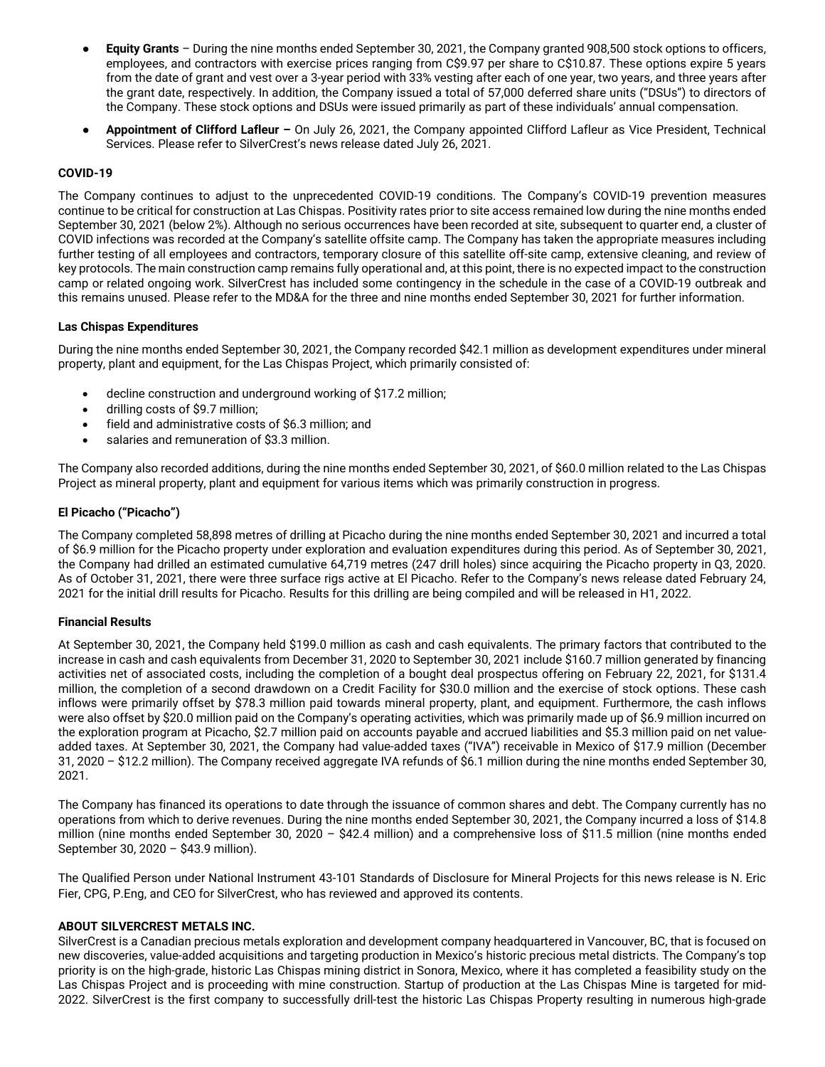- **Equity Grants** – During the nine months ended September 30, 2021, the Company granted 908,500 stock options to officers, employees, and contractors with exercise prices ranging from C$9.97 per share to C$10.87. These options expire 5 years from the date of grant and vest over a 3-year period with 33% vesting after each of one year, two years, and three years after the grant date, respectively. In addition, the Company issued a total of 57,000 deferred share units ("DSUs") to directors of the Company. These stock options and DSUs were issued primarily as part of these individuals' annual compensation.
- **Appointment of Clifford Lafleur –** On July 26, 2021, the Company appointed Clifford Lafleur as Vice President, Technical Services. Please refer to SilverCrest's news release dated July 26, 2021.

**COVID-19**

The Company continues to adjust to the unprecedented COVID-19 conditions. The Company's COVID-19 prevention measures continue to be critical for construction at Las Chispas. Positivity rates prior to site access remained low during the nine months ended September 30, 2021 (below 2%). Although no serious occurrences have been recorded at site, subsequent to quarter end, a cluster of COVID infections was recorded at the Company's satellite offsite camp. The Company has taken the appropriate measures including further testing of all employees and contractors, temporary closure of this satellite off-site camp, extensive cleaning, and review of key protocols. The main construction camp remains fully operational and, at this point, there is no expected impact to the construction camp or related ongoing work. SilverCrest has included some contingency in the schedule in the case of a COVID-19 outbreak and this remains unused. Please refer to the MD&A for the three and nine months ended September 30, 2021 for further information.

**Las Chispas Expenditures**

During the nine months ended September 30, 2021, the Company recorded $42.1 million as development expenditures under mineral property, plant and equipment, for the Las Chispas Project, which primarily consisted of:

- decline construction and underground working of $17.2 million;
- drilling costs of $9.7 million;
- field and administrative costs of $6.3 million; and
- salaries and remuneration of $3.3 million.

The Company also recorded additions, during the nine months ended September 30, 2021, of $60.0 million related to the Las Chispas Project as mineral property, plant and equipment for various items which was primarily construction in progress.

**El Picacho ("Picacho")**

The Company completed 58,898 metres of drilling at Picacho during the nine months ended September 30, 2021 and incurred a total of $6.9 million for the Picacho property under exploration and evaluation expenditures during this period. As of September 30, 2021, the Company had drilled an estimated cumulative 64,719 metres (247 drill holes) since acquiring the Picacho property in Q3, 2020. As of October 31, 2021, there were three surface rigs active at El Picacho. Refer to the Company's news release dated February 24, 2021 for the initial drill results for Picacho. Results for this drilling are being compiled and will be released in H1, 2022.

**Financial Results**

At September 30, 2021, the Company held $199.0 million as cash and cash equivalents. The primary factors that contributed to the increase in cash and cash equivalents from December 31, 2020 to September 30, 2021 include $160.7 million generated by financing activities net of associated costs, including the completion of a bought deal prospectus offering on February 22, 2021, for $131.4 million, the completion of a second drawdown on a Credit Facility for $30.0 million and the exercise of stock options. These cash inflows were primarily offset by $78.3 million paid towards mineral property, plant, and equipment. Furthermore, the cash inflows were also offset by $20.0 million paid on the Company's operating activities, which was primarily made up of $6.9 million incurred on the exploration program at Picacho, $2.7 million paid on accounts payable and accrued liabilities and $5.3 million paid on net value-added taxes. At September 30, 2021, the Company had value-added taxes ("IVA") receivable in Mexico of $17.9 million (December 31, 2020 – $12.2 million). The Company received aggregate IVA refunds of $6.1 million during the nine months ended September 30, 2021.

The Company has financed its operations to date through the issuance of common shares and debt. The Company currently has no operations from which to derive revenues. During the nine months ended September 30, 2021, the Company incurred a loss of $14.8 million (nine months ended September 30, 2020 – $42.4 million) and a comprehensive loss of $11.5 million (nine months ended September 30, 2020 – $43.9 million).

The Qualified Person under National Instrument 43-101 Standards of Disclosure for Mineral Projects for this news release is N. Eric Fier, CPG, P.Eng, and CEO for SilverCrest, who has reviewed and approved its contents.

**ABOUT SILVERCREST METALS INC.**

SilverCrest is a Canadian precious metals exploration and development company headquartered in Vancouver, BC, that is focused on new discoveries, value-added acquisitions and targeting production in Mexico's historic precious metal districts. The Company's top priority is on the high-grade, historic Las Chispas mining district in Sonora, Mexico, where it has completed a feasibility study on the Las Chispas Project and is proceeding with mine construction. Startup of production at the Las Chispas Mine is targeted for mid-2022. SilverCrest is the first company to successfully drill-test the historic Las Chispas Property resulting in numerous high-grade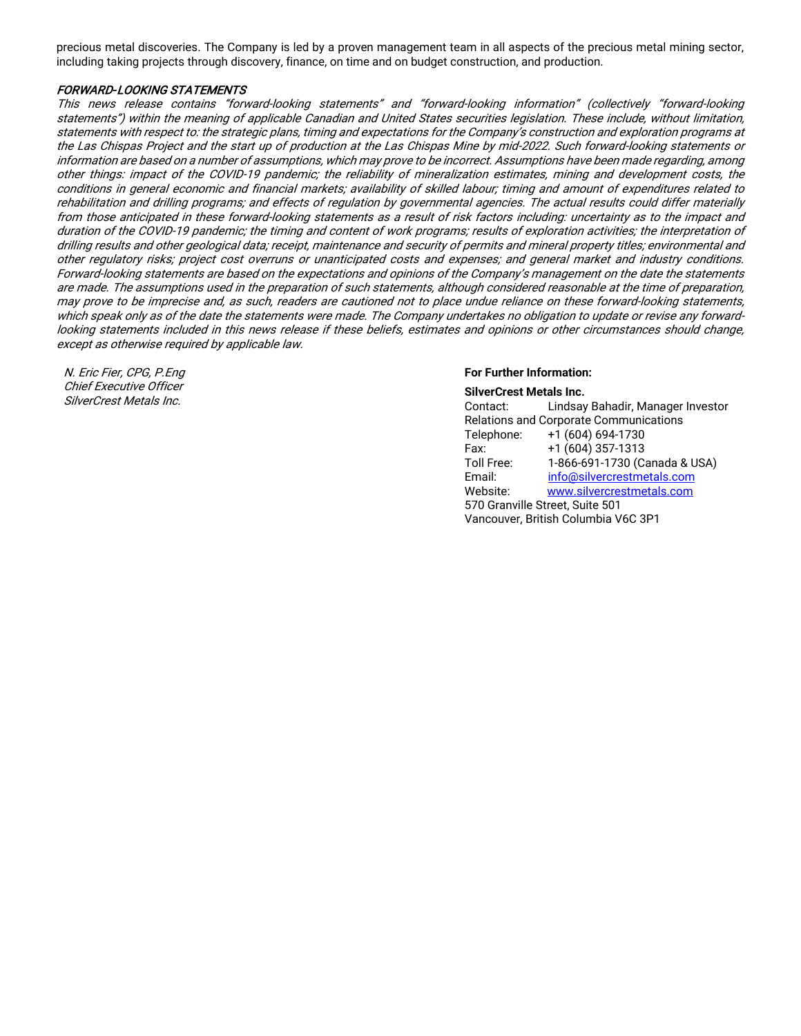precious metal discoveries. The Company is led by a proven management team in all aspects of the precious metal mining sector, including taking projects through discovery, finance, on time and on budget construction, and production.

### *FORWARD-LOOKING STATEMENTS*

*This news release contains "forward-looking statements" and "forward-looking information" (collectively "forward-looking statements") within the meaning of applicable Canadian and United States securities legislation. These include, without limitation, statements with respect to: the strategic plans, timing and expectations for the Company's construction and exploration programs at the Las Chispas Project and the start up of production at the Las Chispas Mine by mid-2022. Such forward-looking statements or information are based on a number of assumptions, which may prove to be incorrect. Assumptions have been made regarding, among other things: impact of the COVID-19 pandemic; the reliability of mineralization estimates, mining and development costs, the conditions in general economic and financial markets; availability of skilled labour; timing and amount of expenditures related to rehabilitation and drilling programs; and effects of regulation by governmental agencies. The actual results could differ materially from those anticipated in these forward-looking statements as a result of risk factors including: uncertainty as to the impact and duration of the COVID-19 pandemic; the timing and content of work programs; results of exploration activities; the interpretation of drilling results and other geological data; receipt, maintenance and security of permits and mineral property titles; environmental and other regulatory risks; project cost overruns or unanticipated costs and expenses; and general market and industry conditions. Forward-looking statements are based on the expectations and opinions of the Company's management on the date the statements are made. The assumptions used in the preparation of such statements, although considered reasonable at the time of preparation, may prove to be imprecise and, as such, readers are cautioned not to place undue reliance on these forward-looking statements, which speak only as of the date the statements were made. The Company undertakes no obligation to update or revise any forward-looking statements included in this news release if these beliefs, estimates and opinions or other circumstances should change, except as otherwise required by applicable law.*

*N. Eric Fier, CPG, P.Eng*
*Chief Executive Officer*
*SilverCrest Metals Inc.*

**For Further Information:**

**SilverCrest Metals Inc.**

Contact: Lindsay Bahadir, Manager Investor Relations and Corporate Communications
Telephone: +1 (604) 694-1730
Fax: +1 (604) 357-1313
Toll Free: 1-866-691-1730 (Canada & USA)
Email: info@silvercrestmetals.com
Website: www.silvercrestmetals.com
570 Granville Street, Suite 501
Vancouver, British Columbia V6C 3P1